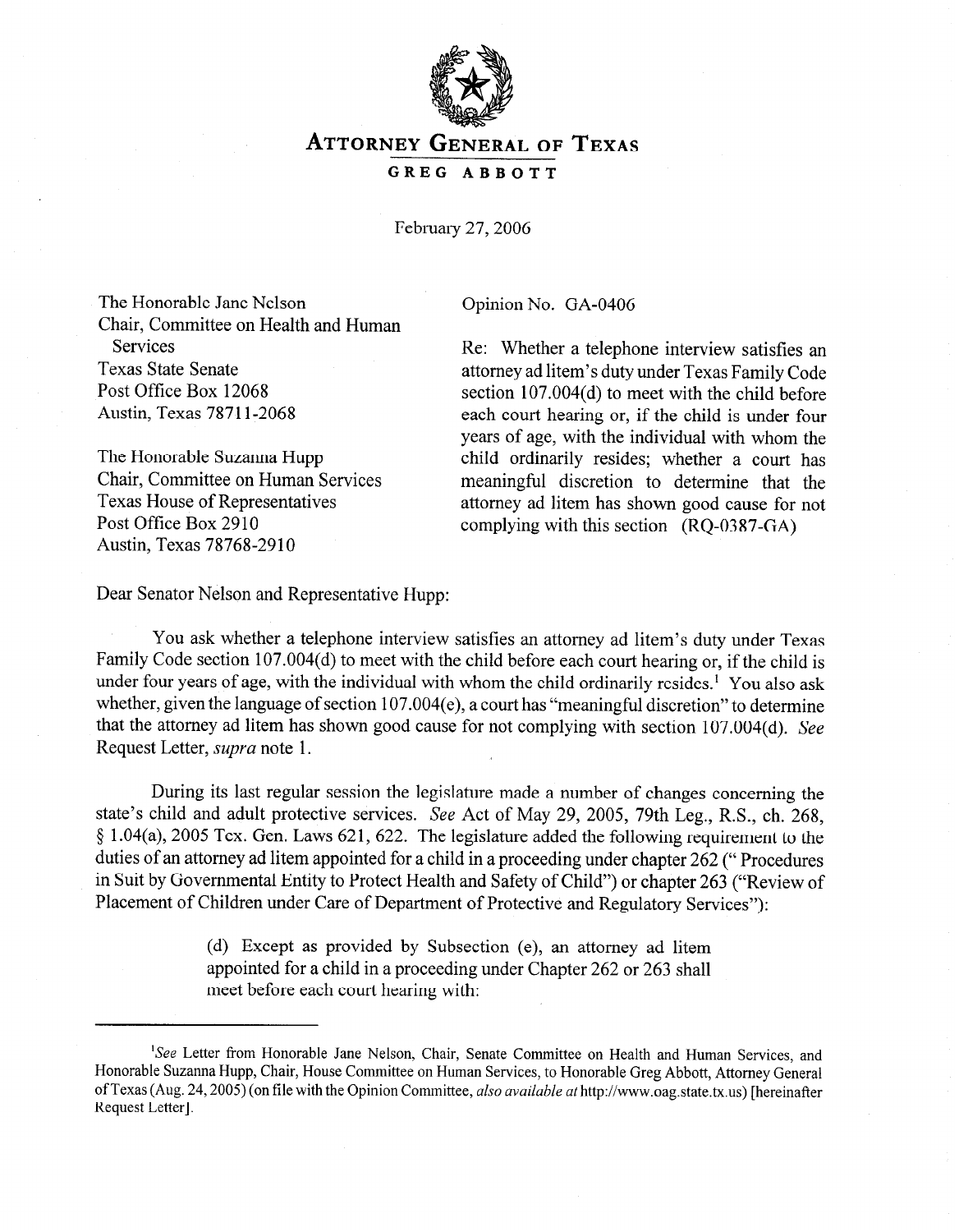# ATTORNEY GENERAL OF TEXAS

## GREG ABBOTT

February 27, 2006

The Honorable Jane Nelson
Chair, Committee on Health and Human Services
Texas State Senate
Post Office Box 12068
Austin, Texas 78711-2068

The Honorable Suzanna Hupp
Chair, Committee on Human Services
Texas House of Representatives
Post Office Box 2910
Austin, Texas 78768-2910

Opinion No. GA-0406

Re: Whether a telephone interview satisfies an attorney ad litem's duty under Texas Family Code section 107.004(d) to meet with the child before each court hearing or, if the child is under four years of age, with the individual with whom the child ordinarily resides; whether a court has meaningful discretion to determine that the attorney ad litem has shown good cause for not complying with this section (RQ-0387-GA)

Dear Senator Nelson and Representative Hupp:

You ask whether a telephone interview satisfies an attorney ad litem's duty under Texas Family Code section 107.004(d) to meet with the child before each court hearing or, if the child is under four years of age, with the individual with whom the child ordinarily resides.[1] You also ask whether, given the language of section 107.004(e), a court has "meaningful discretion" to determine that the attorney ad litem has shown good cause for not complying with section 107.004(d). *See* Request Letter, *supra* note 1.

During its last regular session the legislature made a number of changes concerning the state's child and adult protective services. *See* Act of May 29, 2005, 79th Leg., R.S., ch. 268, § 1.04(a), 2005 Tex. Gen. Laws 621, 622. The legislature added the following requirement to the duties of an attorney ad litem appointed for a child in a proceeding under chapter 262 (" Procedures in Suit by Governmental Entity to Protect Health and Safety of Child") or chapter 263 ("Review of Placement of Children under Care of Department of Protective and Regulatory Services"):

> (d) Except as provided by Subsection (e), an attorney ad litem appointed for a child in a proceeding under Chapter 262 or 263 shall meet before each court hearing with:

---

[1] *See* Letter from Honorable Jane Nelson, Chair, Senate Committee on Health and Human Services, and Honorable Suzanna Hupp, Chair, House Committee on Human Services, to Honorable Greg Abbott, Attorney General of Texas (Aug. 24, 2005) (on file with the Opinion Committee, *also available at* http://www.oag.state.tx.us) [hereinafter Request Letter].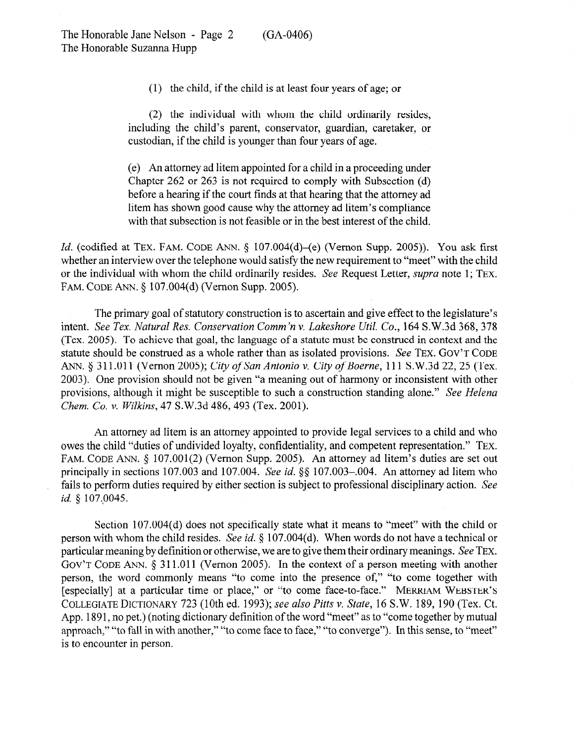> (1) the child, if the child is at least four years of age; or
>
> (2) the individual with whom the child ordinarily resides, including the child's parent, conservator, guardian, caretaker, or custodian, if the child is younger than four years of age.
>
> (e) An attorney ad litem appointed for a child in a proceeding under Chapter 262 or 263 is not required to comply with Subsection (d) before a hearing if the court finds at that hearing that the attorney ad litem has shown good cause why the attorney ad litem's compliance with that subsection is not feasible or in the best interest of the child.

*Id.* (codified at TEX. FAM. CODE ANN. § 107.004(d)–(e) (Vernon Supp. 2005)). You ask first whether an interview over the telephone would satisfy the new requirement to "meet" with the child or the individual with whom the child ordinarily resides. *See* Request Letter, *supra* note 1; TEX. FAM. CODE ANN. § 107.004(d) (Vernon Supp. 2005).

The primary goal of statutory construction is to ascertain and give effect to the legislature's intent. *See Tex. Natural Res. Conservation Comm'n v. Lakeshore Util. Co.*, 164 S.W.3d 368, 378 (Tex. 2005). To achieve that goal, the language of a statute must be construed in context and the statute should be construed as a whole rather than as isolated provisions. *See* TEX. GOV'T CODE ANN. § 311.011 (Vernon 2005); *City of San Antonio v. City of Boerne*, 111 S.W.3d 22, 25 (Tex. 2003). One provision should not be given "a meaning out of harmony or inconsistent with other provisions, although it might be susceptible to such a construction standing alone." *See Helena Chem. Co. v. Wilkins*, 47 S.W.3d 486, 493 (Tex. 2001).

An attorney ad litem is an attorney appointed to provide legal services to a child and who owes the child "duties of undivided loyalty, confidentiality, and competent representation." TEX. FAM. CODE ANN. § 107.001(2) (Vernon Supp. 2005). An attorney ad litem's duties are set out principally in sections 107.003 and 107.004. *See id.* §§ 107.003–.004. An attorney ad litem who fails to perform duties required by either section is subject to professional disciplinary action. *See id.* § 107.0045.

Section 107.004(d) does not specifically state what it means to "meet" with the child or person with whom the child resides. *See id.* § 107.004(d). When words do not have a technical or particular meaning by definition or otherwise, we are to give them their ordinary meanings. *See* TEX. GOV'T CODE ANN. § 311.011 (Vernon 2005). In the context of a person meeting with another person, the word commonly means "to come into the presence of," "to come together with [especially] at a particular time or place," or "to come face-to-face." MERRIAM WEBSTER'S COLLEGIATE DICTIONARY 723 (10th ed. 1993); *see also Pitts v. State*, 16 S.W. 189, 190 (Tex. Ct. App. 1891, no pet.) (noting dictionary definition of the word "meet" as to "come together by mutual approach," "to fall in with another," "to come face to face," "to converge"). In this sense, to "meet" is to encounter in person.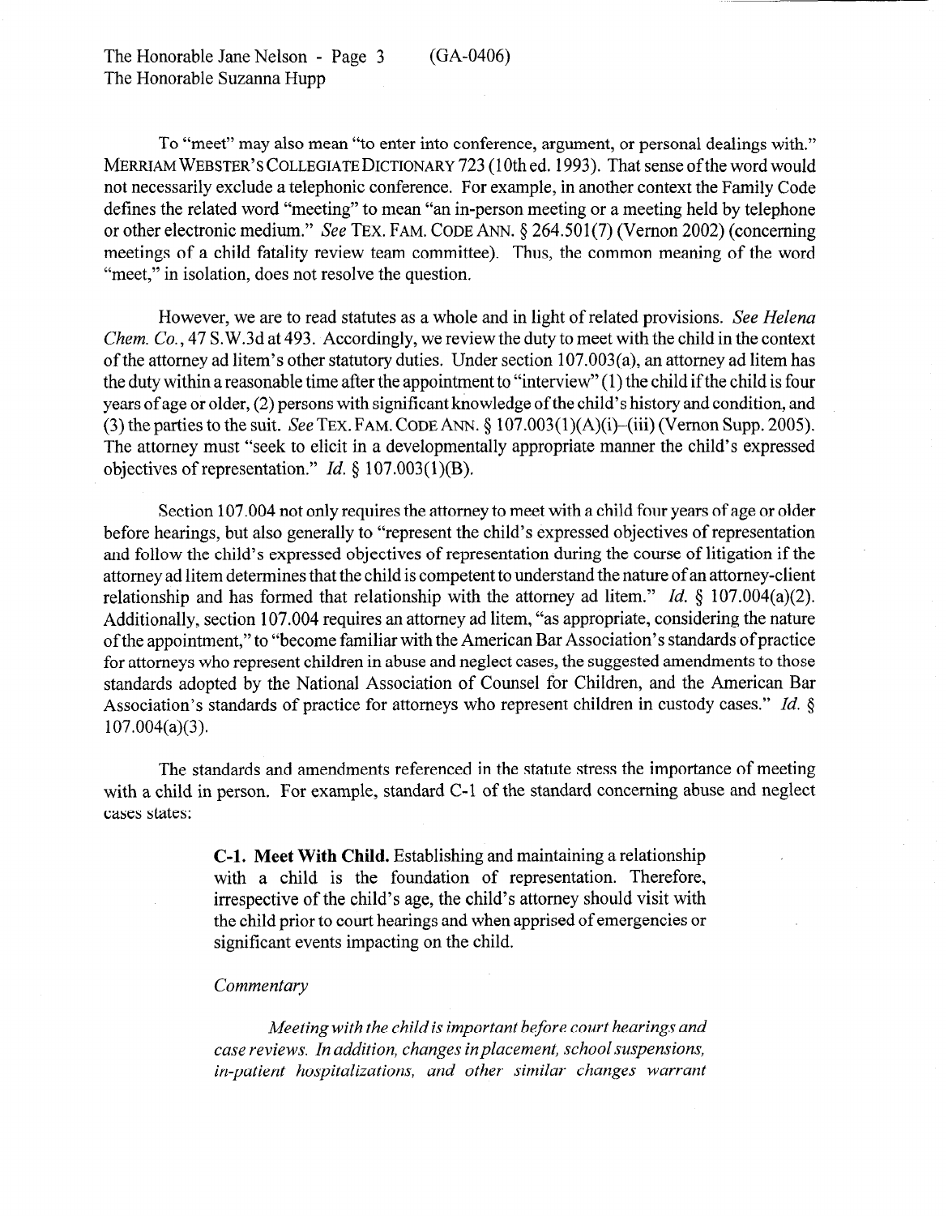To "meet" may also mean "to enter into conference, argument, or personal dealings with." MERRIAM WEBSTER'S COLLEGIATE DICTIONARY 723 (10th ed. 1993). That sense of the word would not necessarily exclude a telephonic conference. For example, in another context the Family Code defines the related word "meeting" to mean "an in-person meeting or a meeting held by telephone or other electronic medium." *See* TEX. FAM. CODE ANN. § 264.501(7) (Vernon 2002) (concerning meetings of a child fatality review team committee). Thus, the common meaning of the word "meet," in isolation, does not resolve the question.

However, we are to read statutes as a whole and in light of related provisions. *See Helena Chem. Co.*, 47 S.W.3d at 493. Accordingly, we review the duty to meet with the child in the context of the attorney ad litem's other statutory duties. Under section 107.003(a), an attorney ad litem has the duty within a reasonable time after the appointment to "interview" (1) the child if the child is four years of age or older, (2) persons with significant knowledge of the child's history and condition, and (3) the parties to the suit. *See* TEX. FAM. CODE ANN. § 107.003(1)(A)(i)–(iii) (Vernon Supp. 2005). The attorney must "seek to elicit in a developmentally appropriate manner the child's expressed objectives of representation." *Id.* § 107.003(1)(B).

Section 107.004 not only requires the attorney to meet with a child four years of age or older before hearings, but also generally to "represent the child's expressed objectives of representation and follow the child's expressed objectives of representation during the course of litigation if the attorney ad litem determines that the child is competent to understand the nature of an attorney-client relationship and has formed that relationship with the attorney ad litem." *Id.* § 107.004(a)(2). Additionally, section 107.004 requires an attorney ad litem, "as appropriate, considering the nature of the appointment," to "become familiar with the American Bar Association's standards of practice for attorneys who represent children in abuse and neglect cases, the suggested amendments to those standards adopted by the National Association of Counsel for Children, and the American Bar Association's standards of practice for attorneys who represent children in custody cases." *Id.* § 107.004(a)(3).

The standards and amendments referenced in the statute stress the importance of meeting with a child in person. For example, standard C-1 of the standard concerning abuse and neglect cases states:

> **C-1. Meet With Child.** Establishing and maintaining a relationship with a child is the foundation of representation. Therefore, irrespective of the child's age, the child's attorney should visit with the child prior to court hearings and when apprised of emergencies or significant events impacting on the child.
>
> *Commentary*
>
> *Meeting with the child is important before court hearings and case reviews. In addition, changes in placement, school suspensions, in-patient hospitalizations, and other similar changes warrant*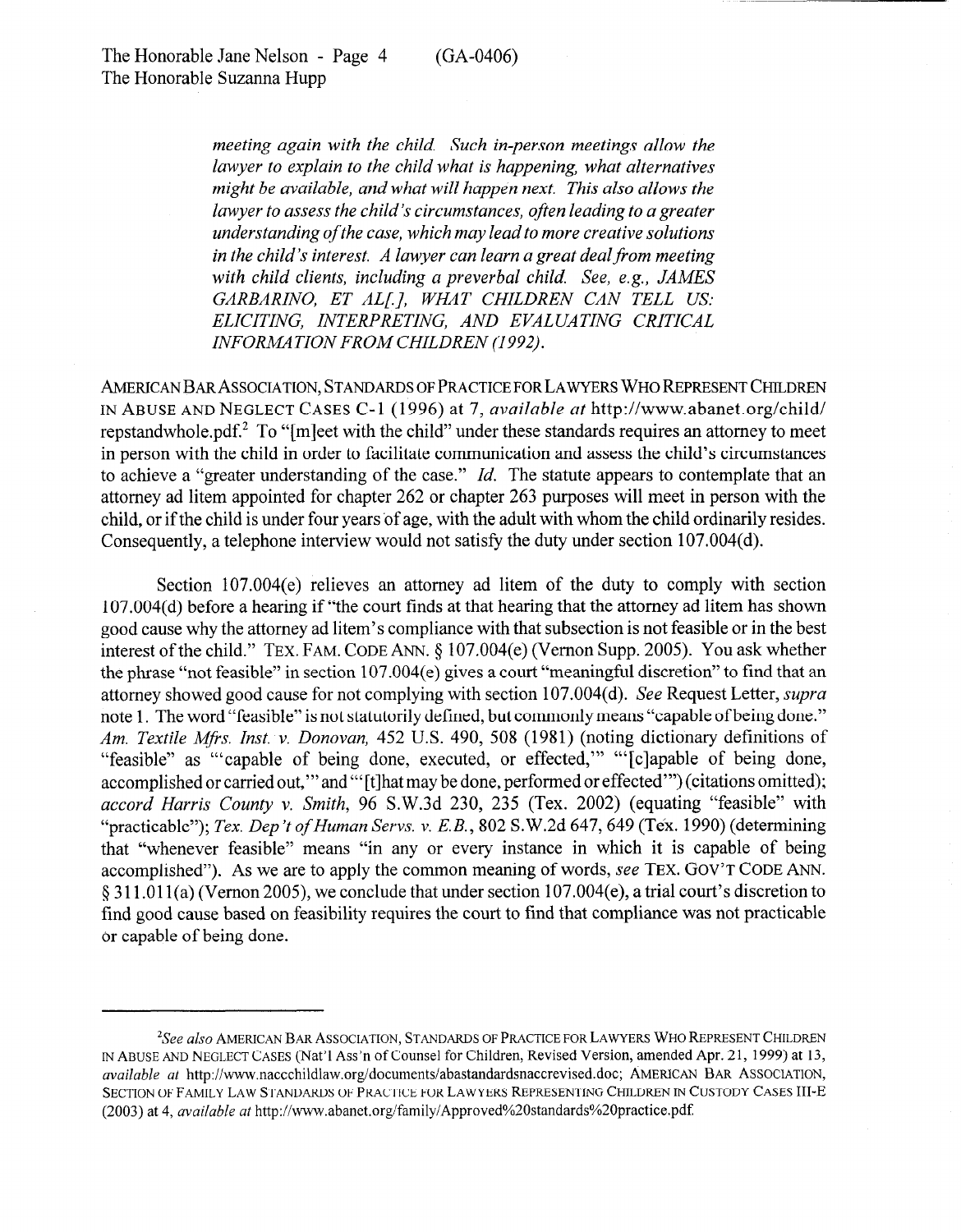> *meeting again with the child. Such in-person meetings allow the lawyer to explain to the child what is happening, what alternatives might be available, and what will happen next. This also allows the lawyer to assess the child's circumstances, often leading to a greater understanding of the case, which may lead to more creative solutions in the child's interest. A lawyer can learn a great deal from meeting with child clients, including a preverbal child. See, e.g., JAMES GARBARINO, ET AL[.], WHAT CHILDREN CAN TELL US: ELICITING, INTERPRETING, AND EVALUATING CRITICAL INFORMATION FROM CHILDREN (1992).*

AMERICAN BAR ASSOCIATION, STANDARDS OF PRACTICE FOR LAWYERS WHO REPRESENT CHILDREN IN ABUSE AND NEGLECT CASES C-1 (1996) at 7, *available at* http://www.abanet.org/child/repstandwhole.pdf.[2] To "[m]eet with the child" under these standards requires an attorney to meet in person with the child in order to facilitate communication and assess the child's circumstances to achieve a "greater understanding of the case." *Id.* The statute appears to contemplate that an attorney ad litem appointed for chapter 262 or chapter 263 purposes will meet in person with the child, or if the child is under four years of age, with the adult with whom the child ordinarily resides. Consequently, a telephone interview would not satisfy the duty under section 107.004(d).

Section 107.004(e) relieves an attorney ad litem of the duty to comply with section 107.004(d) before a hearing if "the court finds at that hearing that the attorney ad litem has shown good cause why the attorney ad litem's compliance with that subsection is not feasible or in the best interest of the child." TEX. FAM. CODE ANN. § 107.004(e) (Vernon Supp. 2005). You ask whether the phrase "not feasible" in section 107.004(e) gives a court "meaningful discretion" to find that an attorney showed good cause for not complying with section 107.004(d). *See* Request Letter, *supra* note 1. The word "feasible" is not statutorily defined, but commonly means "capable of being done." *Am. Textile Mfrs. Inst. v. Donovan,* 452 U.S. 490, 508 (1981) (noting dictionary definitions of "feasible" as "'capable of being done, executed, or effected,'" "'[c]apable of being done, accomplished or carried out,'" and "'[t]hat may be done, performed or effected'") (citations omitted); *accord Harris County v. Smith,* 96 S.W.3d 230, 235 (Tex. 2002) (equating "feasible" with "practicable"); *Tex. Dep't of Human Servs. v. E.B.,* 802 S.W.2d 647, 649 (Tex. 1990) (determining that "whenever feasible" means "in any or every instance in which it is capable of being accomplished"). As we are to apply the common meaning of words, *see* TEX. GOV'T CODE ANN. § 311.011(a) (Vernon 2005), we conclude that under section 107.004(e), a trial court's discretion to find good cause based on feasibility requires the court to find that compliance was not practicable or capable of being done.

---

[2] *See also* AMERICAN BAR ASSOCIATION, STANDARDS OF PRACTICE FOR LAWYERS WHO REPRESENT CHILDREN IN ABUSE AND NEGLECT CASES (Nat'l Ass'n of Counsel for Children, Revised Version, amended Apr. 21, 1999) at 13, *available at* http://www.naccchildlaw.org/documents/abastandardsnaccrevised.doc; AMERICAN BAR ASSOCIATION, SECTION OF FAMILY LAW STANDARDS OF PRACTICE FOR LAWYERS REPRESENTING CHILDREN IN CUSTODY CASES III-E (2003) at 4, *available at* http://www.abanet.org/family/Approved%20standards%20practice.pdf.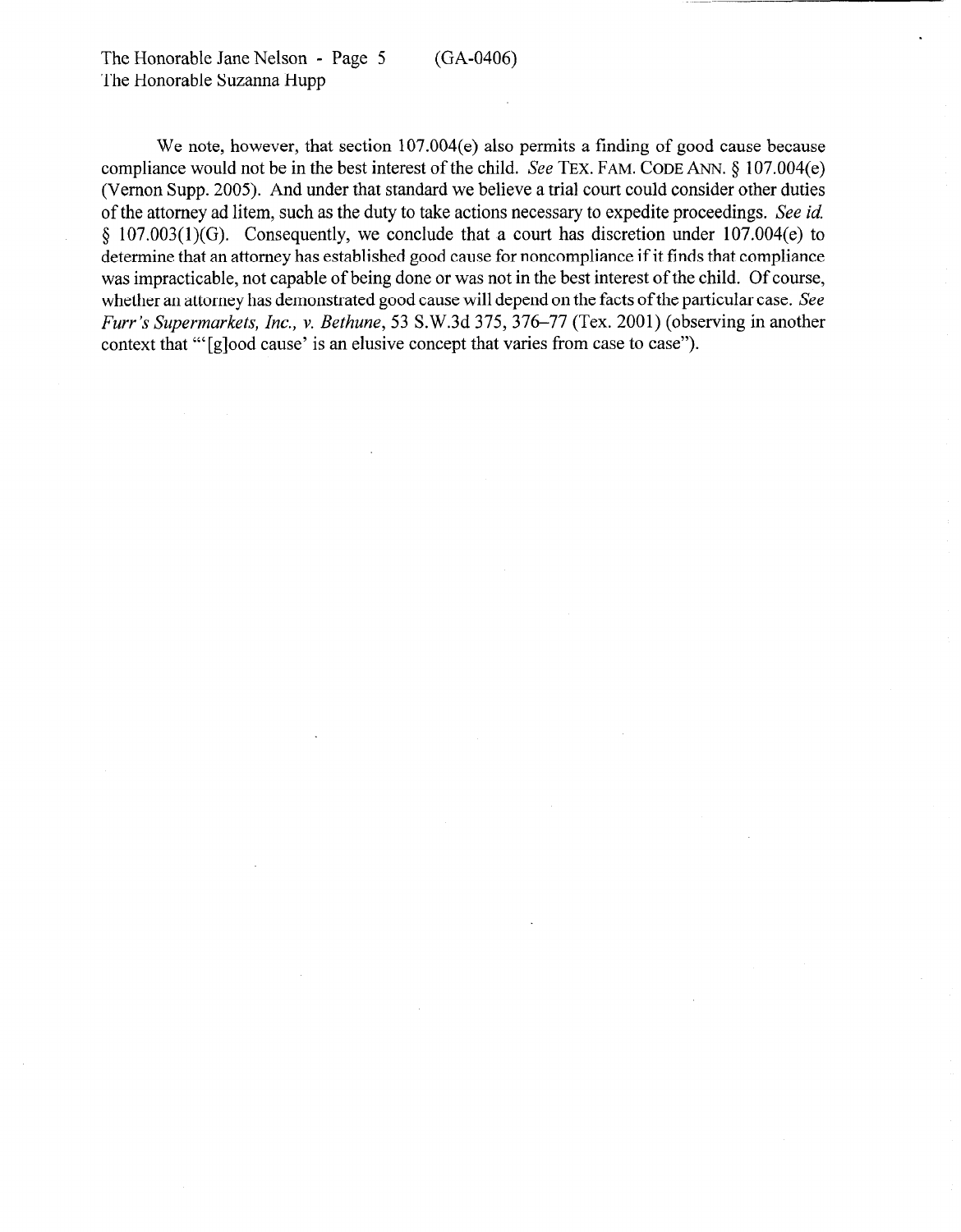We note, however, that section 107.004(e) also permits a finding of good cause because compliance would not be in the best interest of the child. *See* TEX. FAM. CODE ANN. § 107.004(e) (Vernon Supp. 2005). And under that standard we believe a trial court could consider other duties of the attorney ad litem, such as the duty to take actions necessary to expedite proceedings. *See id.* § 107.003(1)(G). Consequently, we conclude that a court has discretion under 107.004(e) to determine that an attorney has established good cause for noncompliance if it finds that compliance was impracticable, not capable of being done or was not in the best interest of the child. Of course, whether an attorney has demonstrated good cause will depend on the facts of the particular case. *See Furr's Supermarkets, Inc., v. Bethune*, 53 S.W.3d 375, 376–77 (Tex. 2001) (observing in another context that "'[g]ood cause' is an elusive concept that varies from case to case").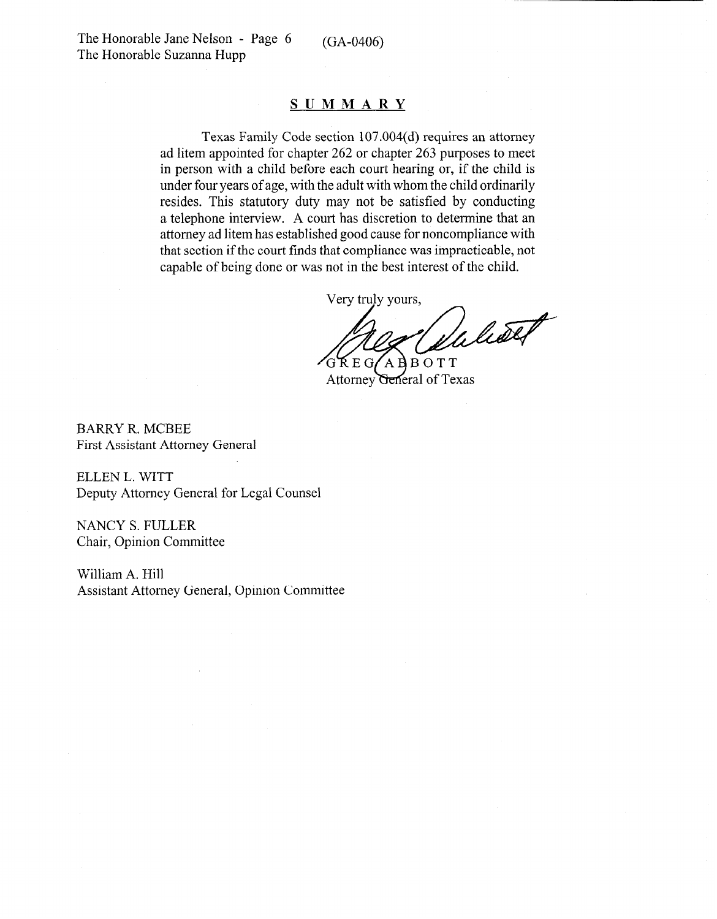## SUMMARY

Texas Family Code section 107.004(d) requires an attorney ad litem appointed for chapter 262 or chapter 263 purposes to meet in person with a child before each court hearing or, if the child is under four years of age, with the adult with whom the child ordinarily resides. This statutory duty may not be satisfied by conducting a telephone interview. A court has discretion to determine that an attorney ad litem has established good cause for noncompliance with that section if the court finds that compliance was impracticable, not capable of being done or was not in the best interest of the child.

Very truly yours,

GREG ABBOTT
Attorney General of Texas

BARRY R. MCBEE
First Assistant Attorney General

ELLEN L. WITT
Deputy Attorney General for Legal Counsel

NANCY S. FULLER
Chair, Opinion Committee

William A. Hill
Assistant Attorney General, Opinion Committee